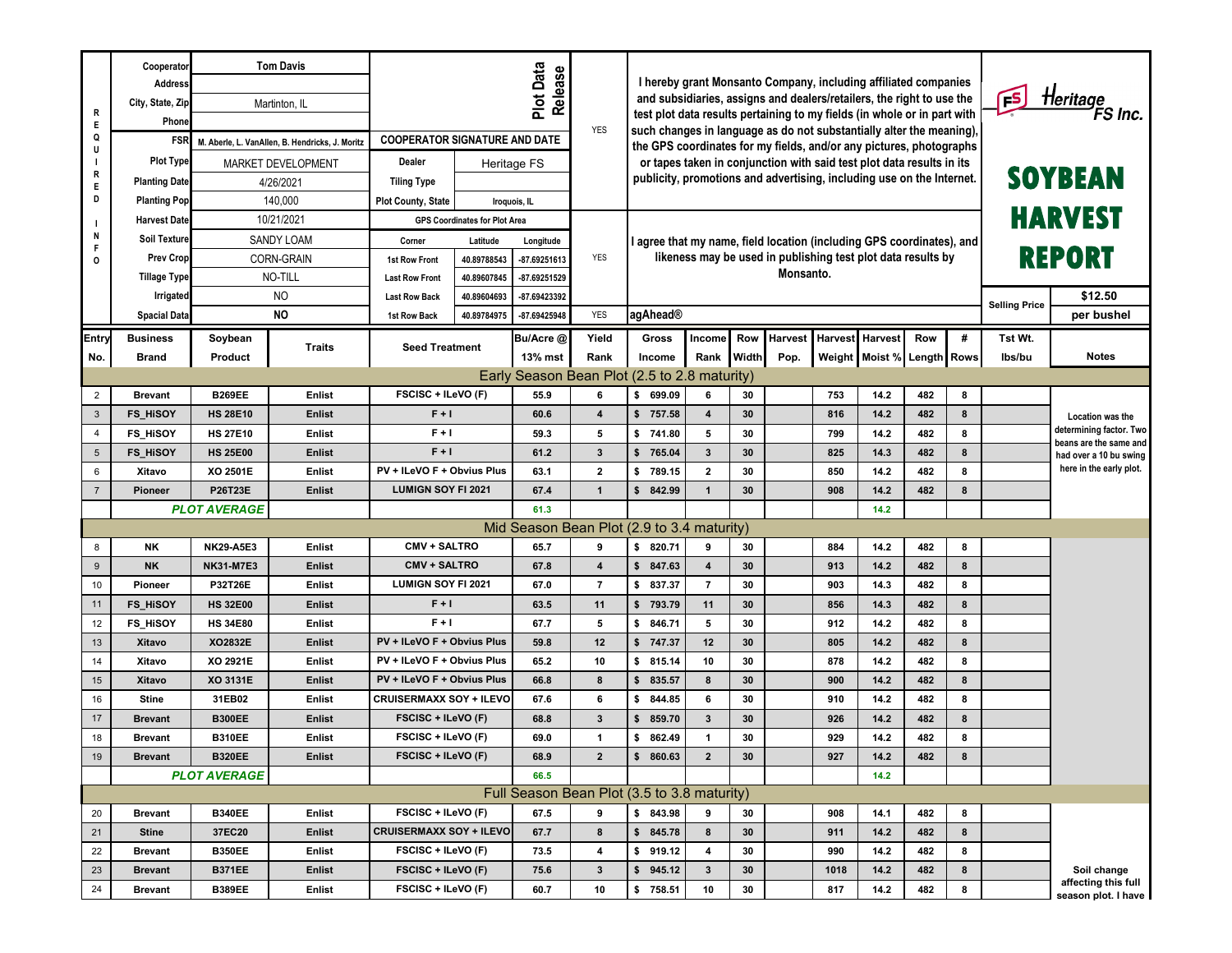# SOYBEAN HARVEST REPORT

Heritage FS Inc.

| REQUIRED INFO | |
|---|---|
| Cooperator | Tom Davis |
| Address | |
| City, State, Zip | Martinton, IL |
| Phone | |
| FSR | M. Aberle, L. VanAllen, B. Hendricks, J. Moritz |
| Plot Type | MARKET DEVELOPMENT |
| Planting Date | 4/26/2021 |
| Planting Pop | 140,000 |
| Harvest Date | 10/21/2021 |
| Soil Texture | SANDY LOAM |
| Prev Crop | CORN-GRAIN |
| Tillage Type | NO-TILL |
| Irrigated | NO |
| Spacial Data | NO |

**Plot Data Release**

COOPERATOR SIGNATURE AND DATE

| | |
|---|---|
| Dealer | Heritage FS |
| Tiling Type | |
| Plot County, State | Iroquois, IL |

GPS Coordinates for Plot Area

| Corner | Latitude | Longitude |
|---|---|---|
| 1st Row Front | 40.89788543 | -87.69251613 |
| Last Row Front | 40.89607845 | -87.69251529 |
| Last Row Back | 40.89604693 | -87.69423392 |
| 1st Row Back | 40.89784975 | -87.69425948 |

YES — I hereby grant Monsanto Company, including affiliated companies and subsidiaries, assigns and dealers/retailers, the right to use the test plot data results pertaining to my fields (in whole or in part with such changes in language as do not substantially alter the meaning), the GPS coordinates for my fields, and/or any pictures, photographs or tapes taken in conjunction with said test plot data results in its publicity, promotions and advertising, including use on the Internet.

YES — I agree that my name, field location (including GPS coordinates), and likeness may be used in publishing test plot data results by Monsanto.

YES — agAhead®

Selling Price: $12.50 per bushel

| Entry No. | Business Brand | Soybean Product | Traits | Seed Treatment | Bu/Acre @ 13% mst | Yield Rank | Gross Income | Income Rank | Row Width | Harvest Pop. | Harvest Weight | Harvest Moist % | Row Length | # Rows | Tst Wt. lbs/bu | Notes |
|---|---|---|---|---|---|---|---|---|---|---|---|---|---|---|---|---|
| **Early Season Bean Plot (2.5 to 2.8 maturity)** | | | | | | | | | | | | | | | | |
| 2 | Brevant | B269EE | Enlist | FSCISC + ILeVO (F) | 55.9 | 6 | $ 699.09 | 6 | 30 | | 753 | 14.2 | 482 | 8 | | Location was the determining factor. Two beans are the same and had over a 10 bu swing here in the early plot. |
| 3 | FS_HiSOY | HS 28E10 | Enlist | F + I | 60.6 | 4 | $ 757.58 | 4 | 30 | | 816 | 14.2 | 482 | 8 | | |
| 4 | FS_HiSOY | HS 27E10 | Enlist | F + I | 59.3 | 5 | $ 741.80 | 5 | 30 | | 799 | 14.2 | 482 | 8 | | |
| 5 | FS_HiSOY | HS 25E00 | Enlist | F + I | 61.2 | 3 | $ 765.04 | 3 | 30 | | 825 | 14.3 | 482 | 8 | | |
| 6 | Xitavo | XO 2501E | Enlist | PV + ILeVO F + Obvius Plus | 63.1 | 2 | $ 789.15 | 2 | 30 | | 850 | 14.2 | 482 | 8 | | |
| 7 | Pioneer | P26T23E | Enlist | LUMIGN SOY FI 2021 | 67.4 | 1 | $ 842.99 | 1 | 30 | | 908 | 14.2 | 482 | 8 | | |
| | *PLOT AVERAGE* | | | | 61.3 | | | | | | | 14.2 | | | | |
| **Mid Season Bean Plot (2.9 to 3.4 maturity)** | | | | | | | | | | | | | | | | |
| 8 | NK | NK29-A5E3 | Enlist | CMV + SALTRO | 65.7 | 9 | $ 820.71 | 9 | 30 | | 884 | 14.2 | 482 | 8 | | |
| 9 | NK | NK31-M7E3 | Enlist | CMV + SALTRO | 67.8 | 4 | $ 847.63 | 4 | 30 | | 913 | 14.2 | 482 | 8 | | |
| 10 | Pioneer | P32T26E | Enlist | LUMIGN SOY FI 2021 | 67.0 | 7 | $ 837.37 | 7 | 30 | | 903 | 14.3 | 482 | 8 | | |
| 11 | FS_HiSOY | HS 32E00 | Enlist | F + I | 63.5 | 11 | $ 793.79 | 11 | 30 | | 856 | 14.3 | 482 | 8 | | |
| 12 | FS_HiSOY | HS 34E80 | Enlist | F + I | 67.7 | 5 | $ 846.71 | 5 | 30 | | 912 | 14.2 | 482 | 8 | | |
| 13 | Xitavo | XO2832E | Enlist | PV + ILeVO F + Obvius Plus | 59.8 | 12 | $ 747.37 | 12 | 30 | | 805 | 14.2 | 482 | 8 | | |
| 14 | Xitavo | XO 2921E | Enlist | PV + ILeVO F + Obvius Plus | 65.2 | 10 | $ 815.14 | 10 | 30 | | 878 | 14.2 | 482 | 8 | | |
| 15 | Xitavo | XO 3131E | Enlist | PV + ILeVO F + Obvius Plus | 66.8 | 8 | $ 835.57 | 8 | 30 | | 900 | 14.2 | 482 | 8 | | |
| 16 | Stine | 31EB02 | Enlist | CRUISERMAXX SOY + ILEVO | 67.6 | 6 | $ 844.85 | 6 | 30 | | 910 | 14.2 | 482 | 8 | | |
| 17 | Brevant | B300EE | Enlist | FSCISC + ILeVO (F) | 68.8 | 3 | $ 859.70 | 3 | 30 | | 926 | 14.2 | 482 | 8 | | |
| 18 | Brevant | B310EE | Enlist | FSCISC + ILeVO (F) | 69.0 | 1 | $ 862.49 | 1 | 30 | | 929 | 14.2 | 482 | 8 | | |
| 19 | Brevant | B320EE | Enlist | FSCISC + ILeVO (F) | 68.9 | 2 | $ 860.63 | 2 | 30 | | 927 | 14.2 | 482 | 8 | | |
| | *PLOT AVERAGE* | | | | 66.5 | | | | | | | 14.2 | | | | |
| **Full Season Bean Plot (3.5 to 3.8 maturity)** | | | | | | | | | | | | | | | | |
| 20 | Brevant | B340EE | Enlist | FSCISC + ILeVO (F) | 67.5 | 9 | $ 843.98 | 9 | 30 | | 908 | 14.1 | 482 | 8 | | Soil change affecting this full season plot. I have |
| 21 | Stine | 37EC20 | Enlist | CRUISERMAXX SOY + ILEVO | 67.7 | 8 | $ 845.78 | 8 | 30 | | 911 | 14.2 | 482 | 8 | | |
| 22 | Brevant | B350EE | Enlist | FSCISC + ILeVO (F) | 73.5 | 4 | $ 919.12 | 4 | 30 | | 990 | 14.2 | 482 | 8 | | |
| 23 | Brevant | B371EE | Enlist | FSCISC + ILeVO (F) | 75.6 | 3 | $ 945.12 | 3 | 30 | | 1018 | 14.2 | 482 | 8 | | |
| 24 | Brevant | B389EE | Enlist | FSCISC + ILeVO (F) | 60.7 | 10 | $ 758.51 | 10 | 30 | | 817 | 14.2 | 482 | 8 | | |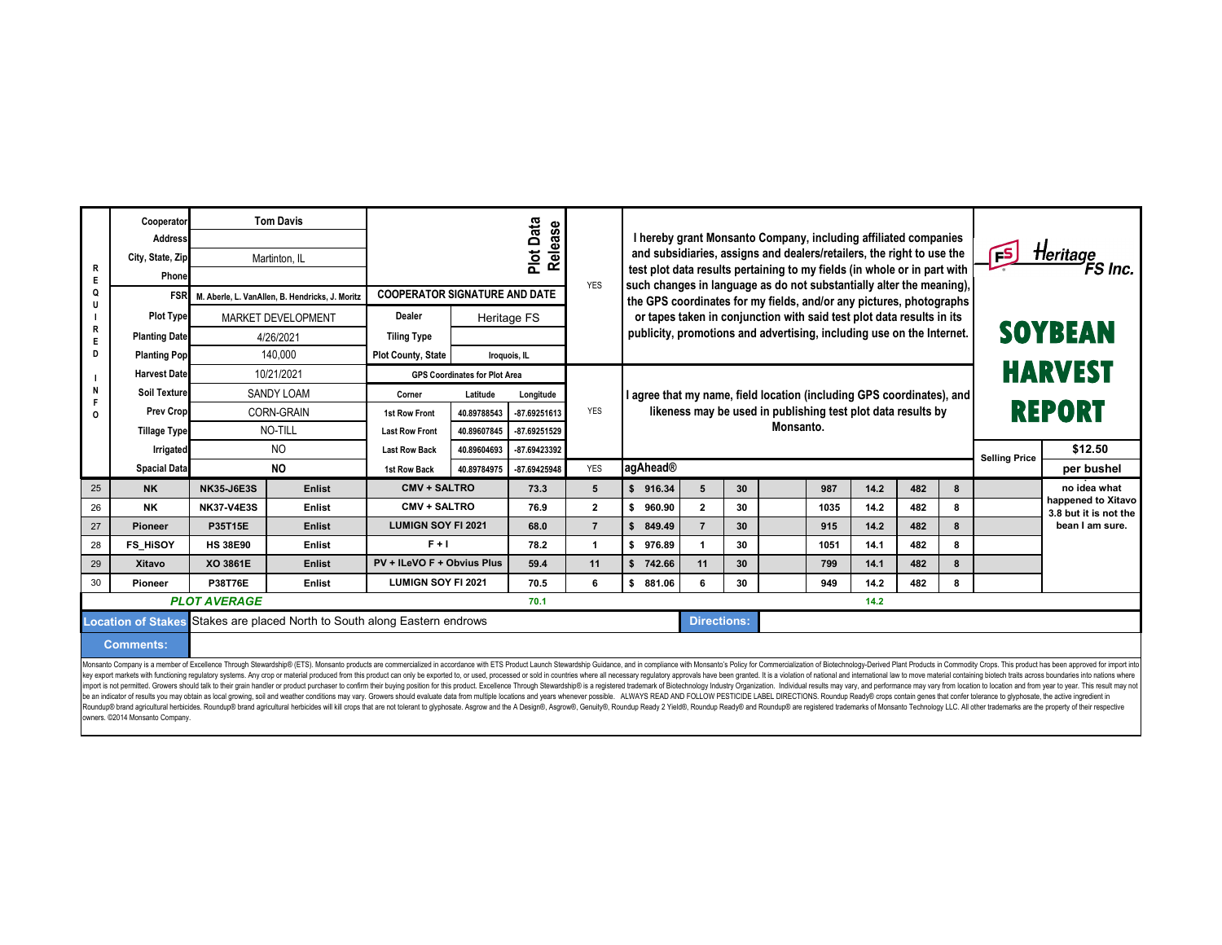| | | | | | | |
|---|---|---|---|---|---|---|
| REQUIRED INFO | Cooperator | Tom Davis | | Plot Data Release | | |
| | Address | | | | | |
| | City, State, Zip | Martinton, IL | | | | |
| | Phone | | | | | |
| | FSR | M. Aberle, L. VanAllen, B. Hendricks, J. Moritz | COOPERATOR SIGNATURE AND DATE | | | |
| | Plot Type | MARKET DEVELOPMENT | Dealer | Heritage FS | | |
| | Planting Date | 4/26/2021 | Tiling Type | | | |
| | Planting Pop | 140,000 | Plot County, State | Iroquois, IL | | |
| | Harvest Date | 10/21/2021 | GPS Coordinates for Plot Area | | | |
| | Soil Texture | SANDY LOAM | Corner | Latitude | Longitude | |
| | Prev Crop | CORN-GRAIN | 1st Row Front | 40.89788543 | -87.69251613 | |
| | Tillage Type | NO-TILL | Last Row Front | 40.89607845 | -87.69251529 | |
| | Irrigated | NO | Last Row Back | 40.89604693 | -87.69423392 | |
| | Spacial Data | NO | 1st Row Back | 40.89784975 | -87.69425948 | |

YES — I hereby grant Monsanto Company, including affiliated companies and subsidiaries, assigns and dealers/retailers, the right to use the test plot data results pertaining to my fields (in whole or in part with such changes in language as do not substantially alter the meaning), the GPS coordinates for my fields, and/or any pictures, photographs or tapes taken in conjunction with said test plot data results in its publicity, promotions and advertising, including use on the Internet.

YES — I agree that my name, field location (including GPS coordinates), and likeness may be used in publishing test plot data results by Monsanto.

YES — agAhead®

Heritage FS Inc.

# SOYBEAN HARVEST REPORT

Selling Price: $12.50 per bushel

| | | | | | | | | | | | | | | | | | |
|---|---|---|---|---|---|---|---|---|---|---|---|---|---|---|---|---|---|
| 25 | NK | NK35-J6E3S | Enlist | CMV + SALTRO | 73.3 | 5 | $ 916.34 | 5 | 30 | | 987 | 14.2 | 482 | 8 | | no idea what happened to Xitavo 3.8 but it is not the bean I am sure. |
| 26 | NK | NK37-V4E3S | Enlist | CMV + SALTRO | 76.9 | 2 | $ 960.90 | 2 | 30 | | 1035 | 14.2 | 482 | 8 | | |
| 27 | Pioneer | P35T15E | Enlist | LUMIGN SOY FI 2021 | 68.0 | 7 | $ 849.49 | 7 | 30 | | 915 | 14.2 | 482 | 8 | | |
| 28 | FS_HiSOY | HS 38E90 | Enlist | F + I | 78.2 | 1 | $ 976.89 | 1 | 30 | | 1051 | 14.1 | 482 | 8 | | |
| 29 | Xitavo | XO 3861E | Enlist | PV + ILeVO F + Obvius Plus | 59.4 | 11 | $ 742.66 | 11 | 30 | | 799 | 14.1 | 482 | 8 | | |
| 30 | Pioneer | P38T76E | Enlist | LUMIGN SOY FI 2021 | 70.5 | 6 | $ 881.06 | 6 | 30 | | 949 | 14.2 | 482 | 8 | | |
| | PLOT AVERAGE | | | | 70.1 | | | | | | | 14.2 | | | | |

**Location of Stakes:** Stakes are placed North to South along Eastern endrows

**Directions:**

**Comments:**

Monsanto Company is a member of Excellence Through Stewardship® (ETS). Monsanto products are commercialized in accordance with ETS Product Launch Stewardship Guidance, and in compliance with Monsanto's Policy for Commercialization of Biotechnology-Derived Plant Products in Commodity Crops. This product has been approved for import into key export markets with functioning regulatory systems. Any crop or material produced from this product can only be exported to, or used, processed or sold in countries where all necessary regulatory approvals have been granted. It is a violation of national and international law to move material containing biotech traits across boundaries into nations where import is not permitted. Growers should talk to their grain handler or product purchaser to confirm their buying position for this product. Excellence Through Stewardship® is a registered trademark of Biotechnology Industry Organization. Individual results may vary, and performance may vary from location to location and from year to year. This result may not be an indicator of results you may obtain as local growing, soil and weather conditions may vary. Growers should evaluate data from multiple locations and years whenever possible. ALWAYS READ AND FOLLOW PESTICIDE LABEL DIRECTIONS. Roundup Ready® crops contain genes that confer tolerance to glyphosate, the active ingredient in Roundup® brand agricultural herbicides. Roundup® brand agricultural herbicides will kill crops that are not tolerant to glyphosate. Asgrow and the A Design®, Asgrow®, Genuity®, Roundup Ready 2 Yield®, Roundup Ready® and Roundup® are registered trademarks of Monsanto Technology LLC. All other trademarks are the property of their respective owners. ©2014 Monsanto Company.